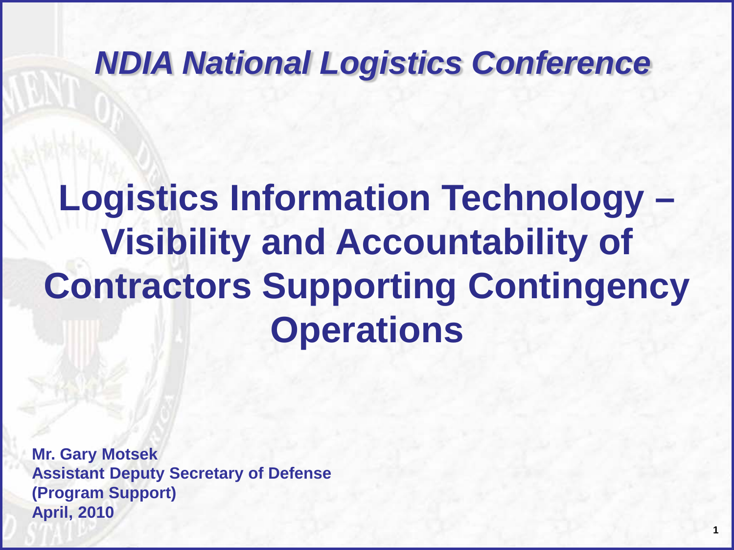*NDIA National Logistics Conference*

# Logistics Information Technology – Visibility and Accountability of Contractors Supporting Contingency Operations

**Mr. Gary Motsek**
**Assistant Deputy Secretary of Defense**
**(Program Support)**
**April, 2010**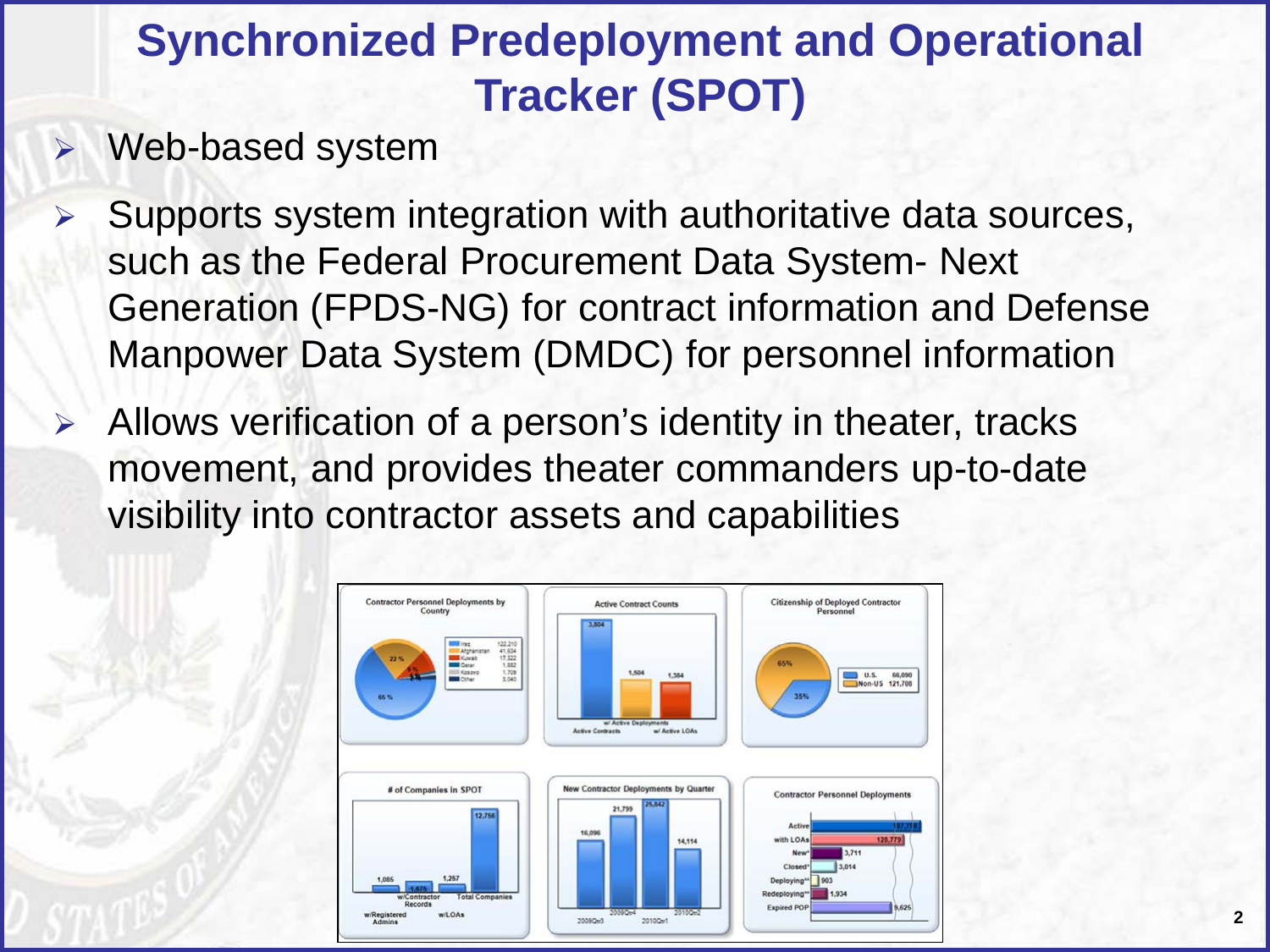# Synchronized Predeployment and Operational Tracker (SPOT)

- Web-based system
- Supports system integration with authoritative data sources, such as the Federal Procurement Data System- Next Generation (FPDS-NG) for contract information and Defense Manpower Data System (DMDC) for personnel information
- Allows verification of a person's identity in theater, tracks movement, and provides theater commanders up-to-date visibility into contractor assets and capabilities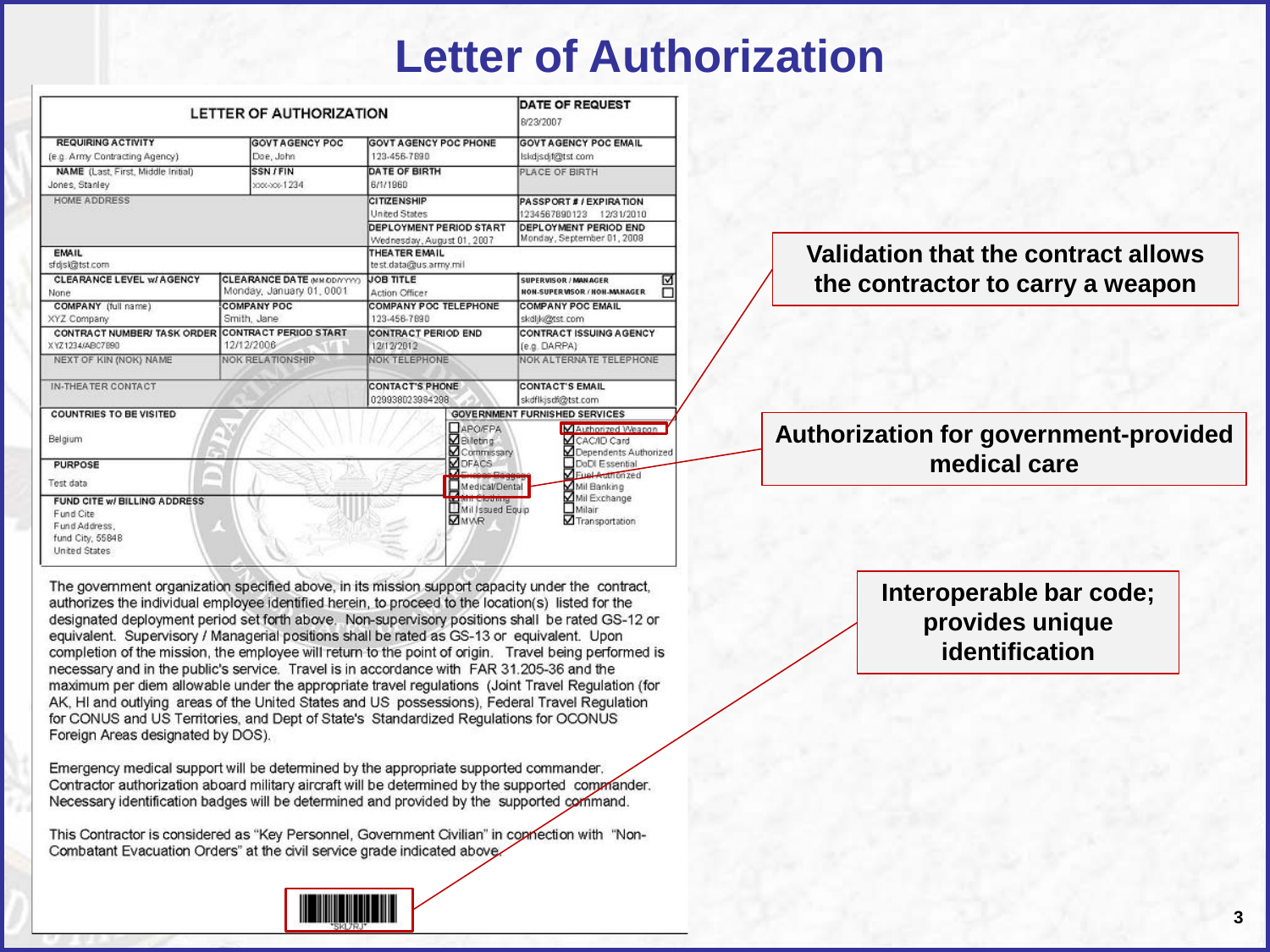# Letter of Authorization

## LETTER OF AUTHORIZATION

| | | | DATE OF REQUEST 8/23/2007 |
|---|---|---|---|
| REQUIRING ACTIVITY (e.g. Army Contracting Agency) | GOVT AGENCY POC Doe, John | GOVT AGENCY POC PHONE 123-456-7890 | GOVT AGENCY POC EMAIL lskdjsdjf@tst.com |
| NAME (Last, First, Middle Initial) Jones, Stanley | SSN / FIN xxx-xx-1234 | DATE OF BIRTH 6/1/1960 | PLACE OF BIRTH |
| HOME ADDRESS | | CITIZENSHIP United States | PASSPORT # / EXPIRATION 1234567890123 12/31/2010 |
| | | DEPLOYMENT PERIOD START Wednesday, August 01, 2007 | DEPLOYMENT PERIOD END Monday, September 01, 2008 |
| EMAIL sfdjsl@tst.com | | THEATER EMAIL test.data@us.army.mil | |
| CLEARANCE LEVEL w/ AGENCY None | CLEARANCE DATE (MM/DD/YYYY) Monday, January 01, 0001 | JOB TITLE Action Officer | SUPERVISOR / MANAGER ☑ NON-SUPERVISOR / NON-MANAGER ☐ |
| COMPANY (full name) XYZ Company | COMPANY POC Smith, Jane | COMPANY POC TELEPHONE 123-456-7890 | COMPANY POC EMAIL skdljk@tst.com |
| CONTRACT NUMBER/ TASK ORDER XYZ1234/ABC7890 | CONTRACT PERIOD START 12/12/2006 | CONTRACT PERIOD END 12/12/2012 | CONTRACT ISSUING AGENCY (e.g. DARPA) |
| NEXT OF KIN (NOK) NAME | NOK RELATIONSHIP | NOK TELEPHONE | NOK ALTERNATE TELEPHONE |
| IN-THEATER CONTACT | | CONTACT'S PHONE 029938023984298 | CONTACT'S EMAIL skdflkjsdf@tst.com |

**COUNTRIES TO BE VISITED**
Belgium

**PURPOSE**
Test data

**FUND CITE w/ BILLING ADDRESS**
Fund Cite
Fund Address,
fund City, 55848
United States

**GOVERNMENT FURNISHED SERVICES**

- ☐ APO/FPA
- ☑ Billeting
- ☑ Commissary
- ☑ DFACS
- ☑ Excess Baggage
- ☐ Medical/Dental
- ☑ Mil Clothing
- ☐ Mil Issued Equip
- ☑ MWR
- ☑ Authorized Weapon
- ☑ CAC/ID Card
- ☑ Dependents Authorized
- ☐ DoDI Essential
- ☑ Fuel Authorized
- ☑ Mil Banking
- ☑ Mil Exchange
- ☐ Milair
- ☑ Transportation

The government organization specified above, in its mission support capacity under the contract, authorizes the individual employee identified herein, to proceed to the location(s) listed for the designated deployment period set forth above. Non-supervisory positions shall be rated as GS-12 or equivalent. Supervisory / Managerial positions shall be rated as GS-13 or equivalent. Upon completion of the mission, the employee will return to the point of origin. Travel being performed is necessary and in the public's service. Travel is in accordance with FAR 31.205-36 and the maximum per diem allowable under the appropriate travel regulations (Joint Travel Regulation (for AK, HI and outlying areas of the United States and US possessions), Federal Travel Regulation for CONUS and US Territories, and Dept of State's Standardized Regulations for OCONUS Foreign Areas designated by DOS).

Emergency medical support will be determined by the appropriate supported commander. Contractor authorization aboard military aircraft will be determined by the supported commander. Necessary identification badges will be determined and provided by the supported command.

This Contractor is considered as "Key Personnel, Government Civilian" in connection with "Non-Combatant Evacuation Orders" at the civil service grade indicated above.

*SKL7RJ*

**Validation that the contract allows the contractor to carry a weapon**

**Authorization for government-provided medical care**

**Interoperable bar code; provides unique identification**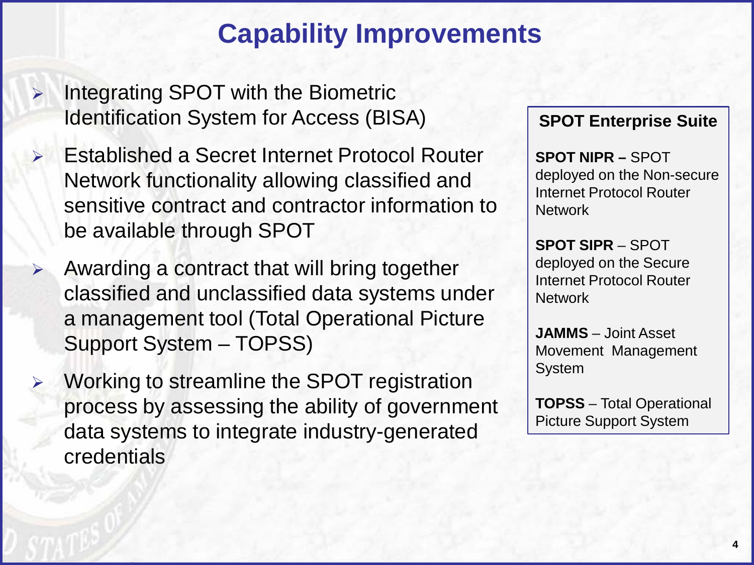# Capability Improvements

- Integrating SPOT with the Biometric Identification System for Access (BISA)
- Established a Secret Internet Protocol Router Network functionality allowing classified and sensitive contract and contractor information to be available through SPOT
- Awarding a contract that will bring together classified and unclassified data systems under a management tool (Total Operational Picture Support System – TOPSS)
- Working to streamline the SPOT registration process by assessing the ability of government data systems to integrate industry-generated credentials

### SPOT Enterprise Suite

**SPOT NIPR –** SPOT deployed on the Non-secure Internet Protocol Router Network

**SPOT SIPR** – SPOT deployed on the Secure Internet Protocol Router Network

**JAMMS** – Joint Asset Movement Management System

**TOPSS** – Total Operational Picture Support System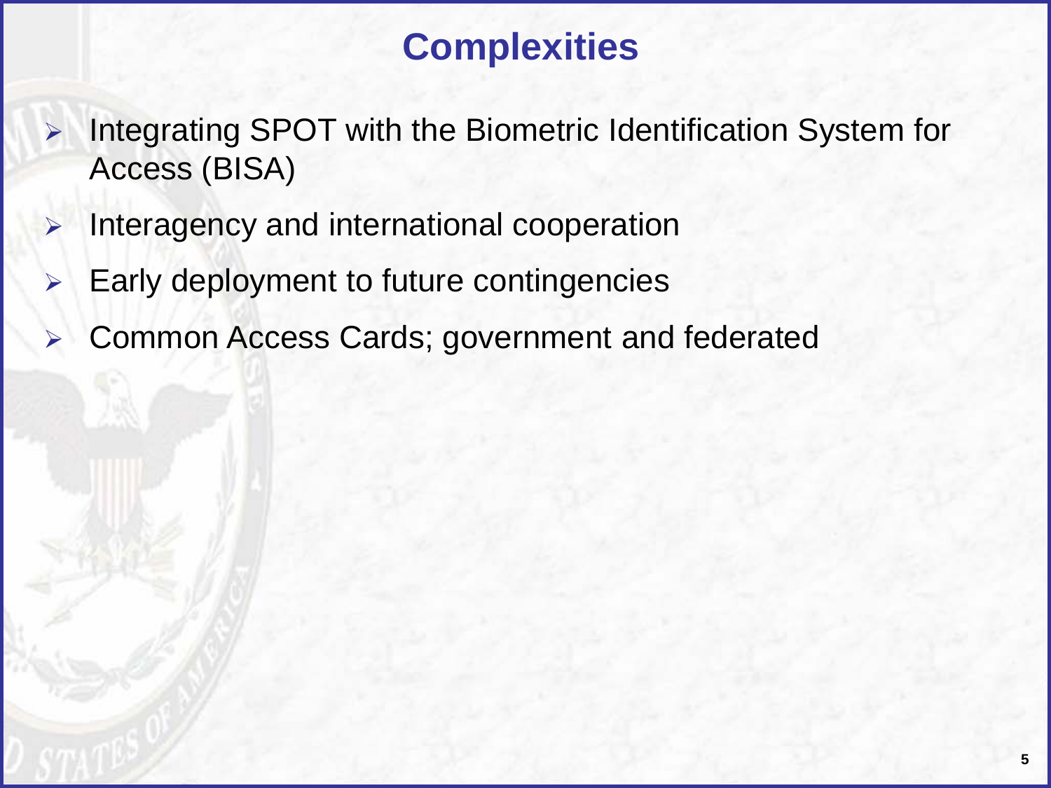# Complexities

- Integrating SPOT with the Biometric Identification System for Access (BISA)
- Interagency and international cooperation
- Early deployment to future contingencies
- Common Access Cards; government and federated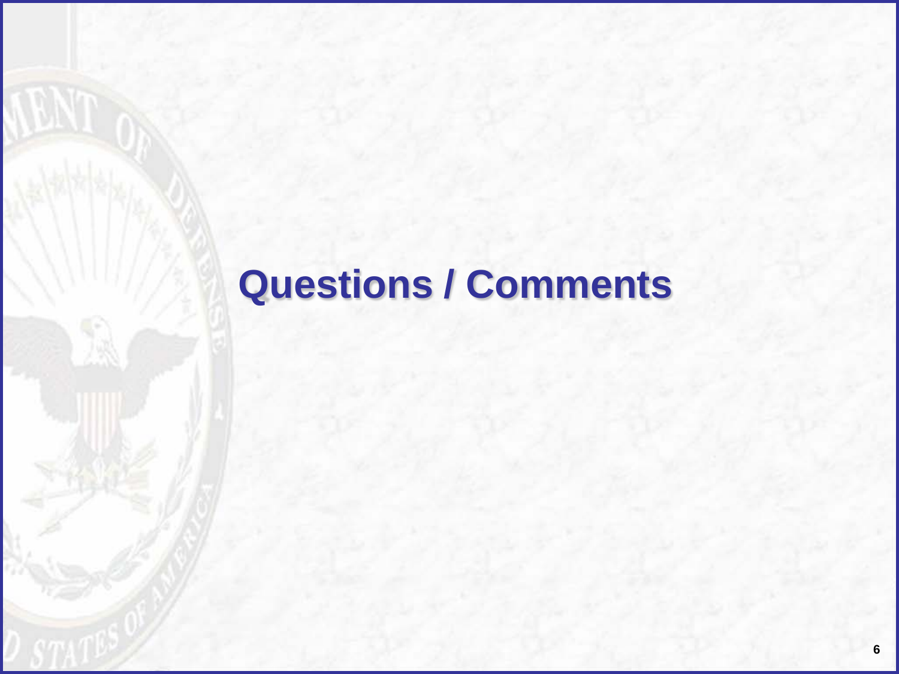# Questions / Comments